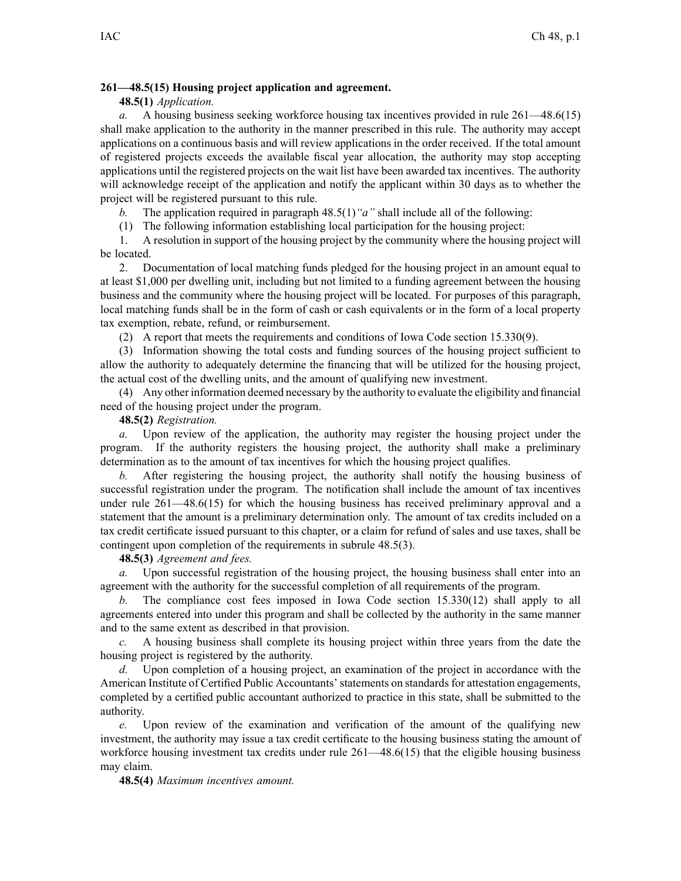**261—48.5(15) Housing project application and agreement.**

**48.5(1)** *Application.*

*a.* A housing business seeking workforce housing tax incentives provided in rule 261—48.6(15) shall make application to the authority in the manner prescribed in this rule. The authority may accept applications on a continuous basis and will review applications in the order received. If the total amount of registered projects exceeds the available fiscal year allocation, the authority may stop accepting applications until the registered projects on the wait list have been awarded tax incentives. The authority will acknowledge receipt of the application and notify the applicant within 30 days as to whether the project will be registered pursuant to this rule.

*b.* The application required in paragraph 48.5(1)*"a"* shall include all of the following:

(1) The following information establishing local participation for the housing project:

1. A resolution in support of the housing project by the community where the housing project will be located.

2. Documentation of local matching funds pledged for the housing project in an amount equal to at least $1,000 per dwelling unit, including but not limited to a funding agreement between the housing business and the community where the housing project will be located. For purposes of this paragraph, local matching funds shall be in the form of cash or cash equivalents or in the form of a local property tax exemption, rebate, refund, or reimbursement.

(2) A report that meets the requirements and conditions of Iowa Code section 15.330(9).

(3) Information showing the total costs and funding sources of the housing project sufficient to allow the authority to adequately determine the financing that will be utilized for the housing project, the actual cost of the dwelling units, and the amount of qualifying new investment.

(4) Any other information deemed necessary by the authority to evaluate the eligibility and financial need of the housing project under the program.

**48.5(2)** *Registration.*

*a.* Upon review of the application, the authority may register the housing project under the program. If the authority registers the housing project, the authority shall make a preliminary determination as to the amount of tax incentives for which the housing project qualifies.

*b.* After registering the housing project, the authority shall notify the housing business of successful registration under the program. The notification shall include the amount of tax incentives under rule 261—48.6(15) for which the housing business has received preliminary approval and a statement that the amount is a preliminary determination only. The amount of tax credits included on a tax credit certificate issued pursuant to this chapter, or a claim for refund of sales and use taxes, shall be contingent upon completion of the requirements in subrule 48.5(3).

**48.5(3)** *Agreement and fees.*

*a.* Upon successful registration of the housing project, the housing business shall enter into an agreement with the authority for the successful completion of all requirements of the program.

*b.* The compliance cost fees imposed in Iowa Code section 15.330(12) shall apply to all agreements entered into under this program and shall be collected by the authority in the same manner and to the same extent as described in that provision.

*c.* A housing business shall complete its housing project within three years from the date the housing project is registered by the authority.

*d.* Upon completion of a housing project, an examination of the project in accordance with the American Institute of Certified Public Accountants' statements on standards for attestation engagements, completed by a certified public accountant authorized to practice in this state, shall be submitted to the authority.

*e.* Upon review of the examination and verification of the amount of the qualifying new investment, the authority may issue a tax credit certificate to the housing business stating the amount of workforce housing investment tax credits under rule 261—48.6(15) that the eligible housing business may claim.

**48.5(4)** *Maximum incentives amount.*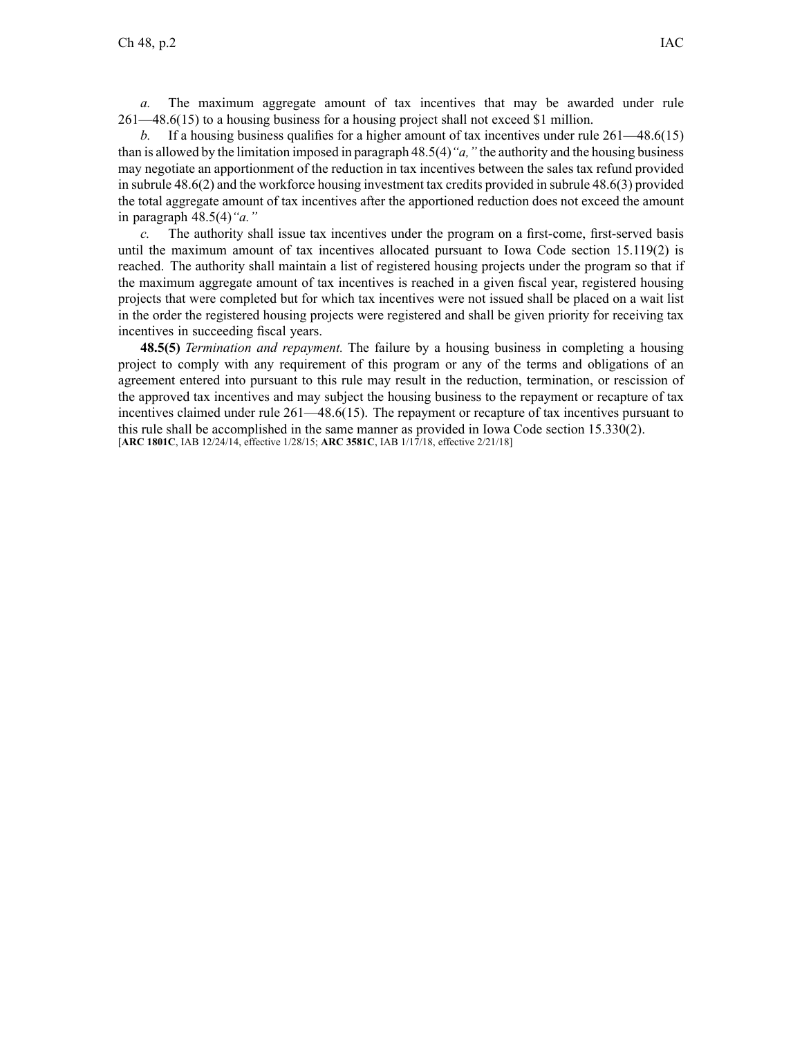*a.* The maximum aggregate amount of tax incentives that may be awarded under rule 261—48.6(15) to a housing business for a housing project shall not exceed $1 million.

*b.* If a housing business qualifies for a higher amount of tax incentives under rule 261—48.6(15) than is allowed by the limitation imposed in paragraph 48.5(4)*"a,"* the authority and the housing business may negotiate an apportionment of the reduction in tax incentives between the sales tax refund provided in subrule 48.6(2) and the workforce housing investment tax credits provided in subrule 48.6(3) provided the total aggregate amount of tax incentives after the apportioned reduction does not exceed the amount in paragraph 48.5(4)*"a."*

*c.* The authority shall issue tax incentives under the program on a first-come, first-served basis until the maximum amount of tax incentives allocated pursuant to Iowa Code section 15.119(2) is reached. The authority shall maintain a list of registered housing projects under the program so that if the maximum aggregate amount of tax incentives is reached in a given fiscal year, registered housing projects that were completed but for which tax incentives were not issued shall be placed on a wait list in the order the registered housing projects were registered and shall be given priority for receiving tax incentives in succeeding fiscal years.

**48.5(5)** *Termination and repayment.* The failure by a housing business in completing a housing project to comply with any requirement of this program or any of the terms and obligations of an agreement entered into pursuant to this rule may result in the reduction, termination, or rescission of the approved tax incentives and may subject the housing business to the repayment or recapture of tax incentives claimed under rule 261—48.6(15). The repayment or recapture of tax incentives pursuant to this rule shall be accomplished in the same manner as provided in Iowa Code section 15.330(2).

[**ARC 1801C**, IAB 12/24/14, effective 1/28/15; **ARC 3581C**, IAB 1/17/18, effective 2/21/18]